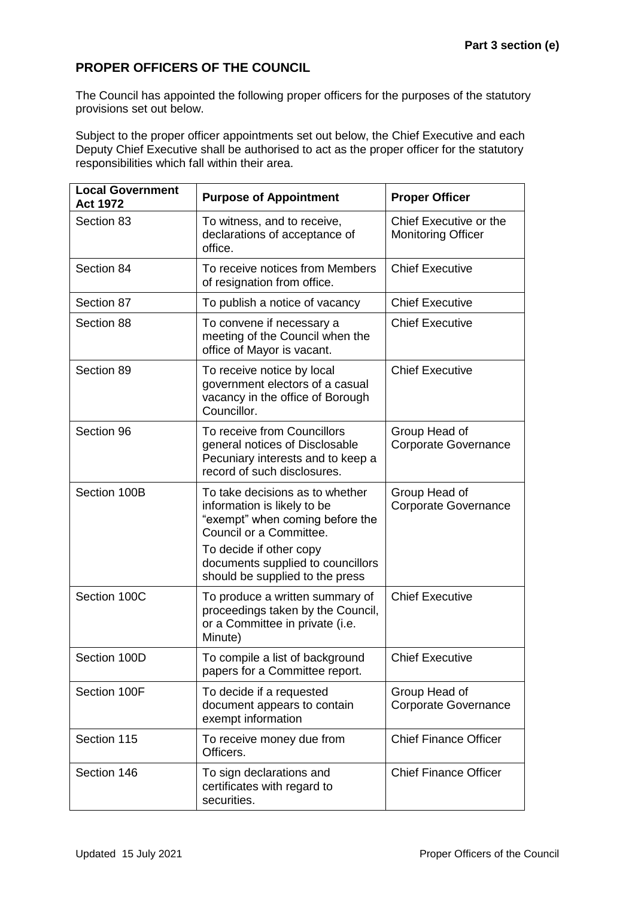Part 3 section (e)

## PROPER OFFICERS OF THE COUNCIL

The Council has appointed the following proper officers for the purposes of the statutory provisions set out below.

Subject to the proper officer appointments set out below, the Chief Executive and each Deputy Chief Executive shall be authorised to act as the proper officer for the statutory responsibilities which fall within their area.

| Local Government Act 1972 | Purpose of Appointment | Proper Officer |
|---|---|---|
| Section 83 | To witness, and to receive, declarations of acceptance of office. | Chief Executive or the Monitoring Officer |
| Section 84 | To receive notices from Members of resignation from office. | Chief Executive |
| Section 87 | To publish a notice of vacancy | Chief Executive |
| Section 88 | To convene if necessary a meeting of the Council when the office of Mayor is vacant. | Chief Executive |
| Section 89 | To receive notice by local government electors of a casual vacancy in the office of Borough Councillor. | Chief Executive |
| Section 96 | To receive from Councillors general notices of Disclosable Pecuniary interests and to keep a record of such disclosures. | Group Head of Corporate Governance |
| Section 100B | To take decisions as to whether information is likely to be "exempt" when coming before the Council or a Committee. To decide if other copy documents supplied to councillors should be supplied to the press | Group Head of Corporate Governance |
| Section 100C | To produce a written summary of proceedings taken by the Council, or a Committee in private (i.e. Minute) | Chief Executive |
| Section 100D | To compile a list of background papers for a Committee report. | Chief Executive |
| Section 100F | To decide if a requested document appears to contain exempt information | Group Head of Corporate Governance |
| Section 115 | To receive money due from Officers. | Chief Finance Officer |
| Section 146 | To sign declarations and certificates with regard to securities. | Chief Finance Officer |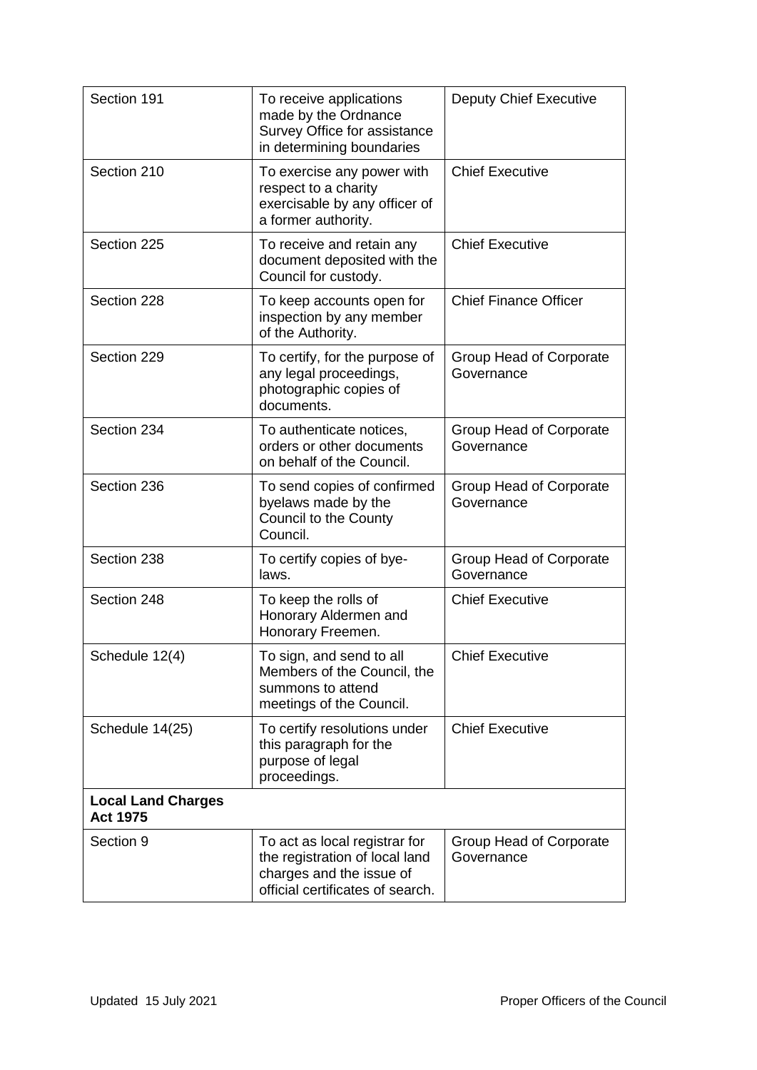| Section 191 | To receive applications made by the Ordnance Survey Office for assistance in determining boundaries | Deputy Chief Executive |
|---|---|---|
| Section 210 | To exercise any power with respect to a charity exercisable by any officer of a former authority. | Chief Executive |
| Section 225 | To receive and retain any document deposited with the Council for custody. | Chief Executive |
| Section 228 | To keep accounts open for inspection by any member of the Authority. | Chief Finance Officer |
| Section 229 | To certify, for the purpose of any legal proceedings, photographic copies of documents. | Group Head of Corporate Governance |
| Section 234 | To authenticate notices, orders or other documents on behalf of the Council. | Group Head of Corporate Governance |
| Section 236 | To send copies of confirmed byelaws made by the Council to the County Council. | Group Head of Corporate Governance |
| Section 238 | To certify copies of bye-laws. | Group Head of Corporate Governance |
| Section 248 | To keep the rolls of Honorary Aldermen and Honorary Freemen. | Chief Executive |
| Schedule 12(4) | To sign, and send to all Members of the Council, the summons to attend meetings of the Council. | Chief Executive |
| Schedule 14(25) | To certify resolutions under this paragraph for the purpose of legal proceedings. | Chief Executive |
| **Local Land Charges Act 1975** | | |
| Section 9 | To act as local registrar for the registration of local land charges and the issue of official certificates of search. | Group Head of Corporate Governance |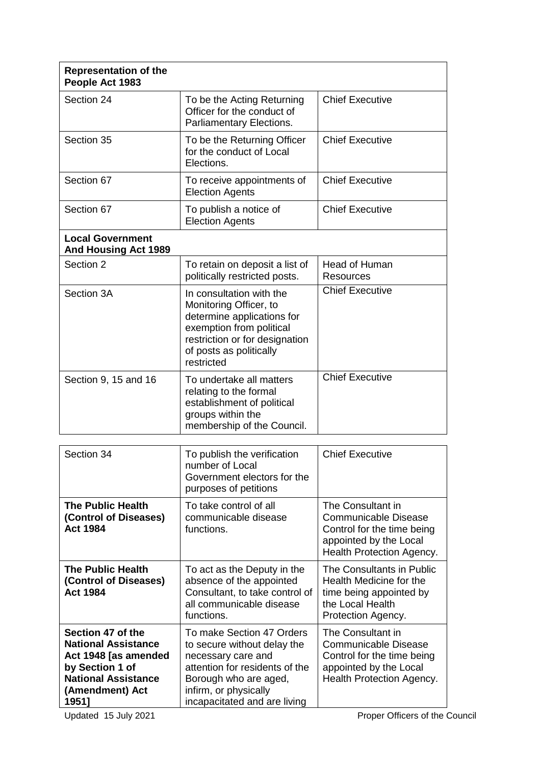| **Representation of the People Act 1983** | | |
|---|---|---|
| Section 24 | To be the Acting Returning Officer for the conduct of Parliamentary Elections. | Chief Executive |
| Section 35 | To be the Returning Officer for the conduct of Local Elections. | Chief Executive |
| Section 67 | To receive appointments of Election Agents | Chief Executive |
| Section 67 | To publish a notice of Election Agents | Chief Executive |
| **Local Government And Housing Act 1989** | | |
| Section 2 | To retain on deposit a list of politically restricted posts. | Head of Human Resources |
| Section 3A | In consultation with the Monitoring Officer, to determine applications for exemption from political restriction or for designation of posts as politically restricted | Chief Executive |
| Section 9, 15 and 16 | To undertake all matters relating to the formal establishment of political groups within the membership of the Council. | Chief Executive |
| Section 34 | To publish the verification number of Local Government electors for the purposes of petitions | Chief Executive |
| **The Public Health (Control of Diseases) Act 1984** | To take control of all communicable disease functions. | The Consultant in Communicable Disease Control for the time being appointed by the Local Health Protection Agency. |
| **The Public Health (Control of Diseases) Act 1984** | To act as the Deputy in the absence of the appointed Consultant, to take control of all communicable disease functions. | The Consultants in Public Health Medicine for the time being appointed by the Local Health Protection Agency. |
| **Section 47 of the National Assistance Act 1948 [as amended by Section 1 of National Assistance (Amendment) Act 1951]** | To make Section 47 Orders to secure without delay the necessary care and attention for residents of the Borough who are aged, infirm, or physically incapacitated and are living | The Consultant in Communicable Disease Control for the time being appointed by the Local Health Protection Agency. |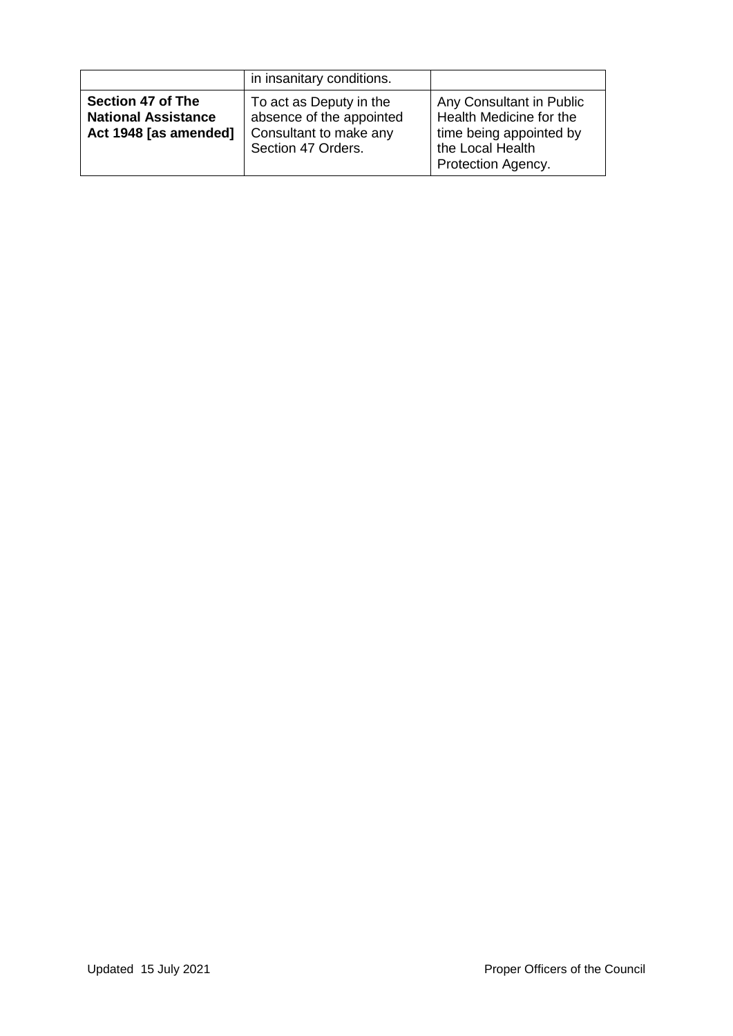| | | |
|---|---|---|
| | in insanitary conditions. | |
| **Section 47 of The National Assistance Act 1948 [as amended]** | To act as Deputy in the absence of the appointed Consultant to make any Section 47 Orders. | Any Consultant in Public Health Medicine for the time being appointed by the Local Health Protection Agency. |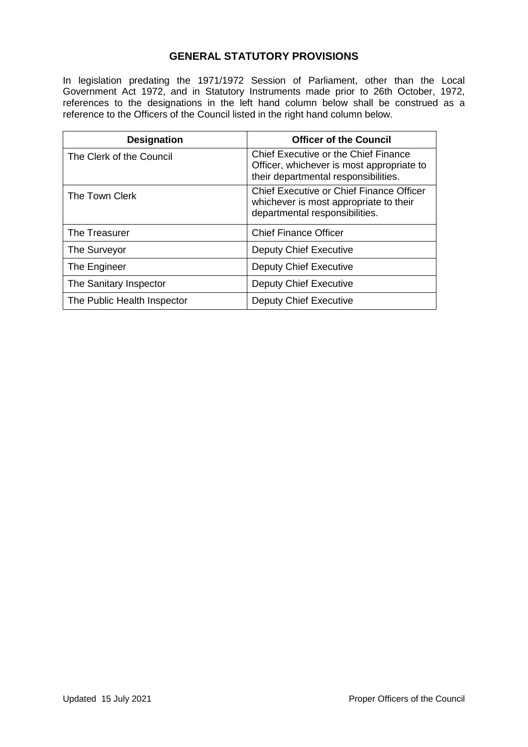## GENERAL STATUTORY PROVISIONS

In legislation predating the 1971/1972 Session of Parliament, other than the Local Government Act 1972, and in Statutory Instruments made prior to 26th October, 1972, references to the designations in the left hand column below shall be construed as a reference to the Officers of the Council listed in the right hand column below.

| Designation | Officer of the Council |
|---|---|
| The Clerk of the Council | Chief Executive or the Chief Finance Officer, whichever is most appropriate to their departmental responsibilities. |
| The Town Clerk | Chief Executive or Chief Finance Officer whichever is most appropriate to their departmental responsibilities. |
| The Treasurer | Chief Finance Officer |
| The Surveyor | Deputy Chief Executive |
| The Engineer | Deputy Chief Executive |
| The Sanitary Inspector | Deputy Chief Executive |
| The Public Health Inspector | Deputy Chief Executive |